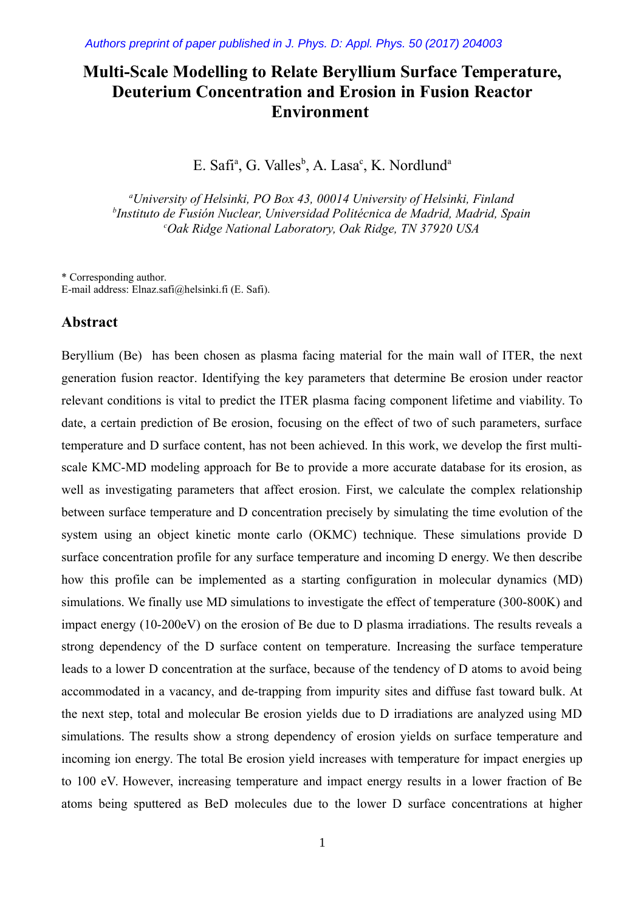*Authors preprint of paper published in J. Phys. D: Appl. Phys. 50 (2017) 204003*

# Multi-Scale Modelling to Relate Beryllium Surface Temperature, Deuterium Concentration and Erosion in Fusion Reactor Environment

E. Safi[a], G. Valles[b], A. Lasa[c], K. Nordlund[a]

[a]*University of Helsinki, PO Box 43, 00014 University of Helsinki, Finland*
[b]*Instituto de Fusión Nuclear, Universidad Politécnica de Madrid, Madrid, Spain*
[c]*Oak Ridge National Laboratory, Oak Ridge, TN 37920 USA*

\* Corresponding author.
E-mail address: Elnaz.safi@helsinki.fi (E. Safi).

## Abstract

Beryllium (Be) has been chosen as plasma facing material for the main wall of ITER, the next generation fusion reactor. Identifying the key parameters that determine Be erosion under reactor relevant conditions is vital to predict the ITER plasma facing component lifetime and viability. To date, a certain prediction of Be erosion, focusing on the effect of two of such parameters, surface temperature and D surface content, has not been achieved. In this work, we develop the first multi-scale KMC-MD modeling approach for Be to provide a more accurate database for its erosion, as well as investigating parameters that affect erosion. First, we calculate the complex relationship between surface temperature and D concentration precisely by simulating the time evolution of the system using an object kinetic monte carlo (OKMC) technique. These simulations provide D surface concentration profile for any surface temperature and incoming D energy. We then describe how this profile can be implemented as a starting configuration in molecular dynamics (MD) simulations. We finally use MD simulations to investigate the effect of temperature (300-800K) and impact energy (10-200eV) on the erosion of Be due to D plasma irradiations. The results reveals a strong dependency of the D surface content on temperature. Increasing the surface temperature leads to a lower D concentration at the surface, because of the tendency of D atoms to avoid being accommodated in a vacancy, and de-trapping from impurity sites and diffuse fast toward bulk. At the next step, total and molecular Be erosion yields due to D irradiations are analyzed using MD simulations. The results show a strong dependency of erosion yields on surface temperature and incoming ion energy. The total Be erosion yield increases with temperature for impact energies up to 100 eV. However, increasing temperature and impact energy results in a lower fraction of Be atoms being sputtered as BeD molecules due to the lower D surface concentrations at higher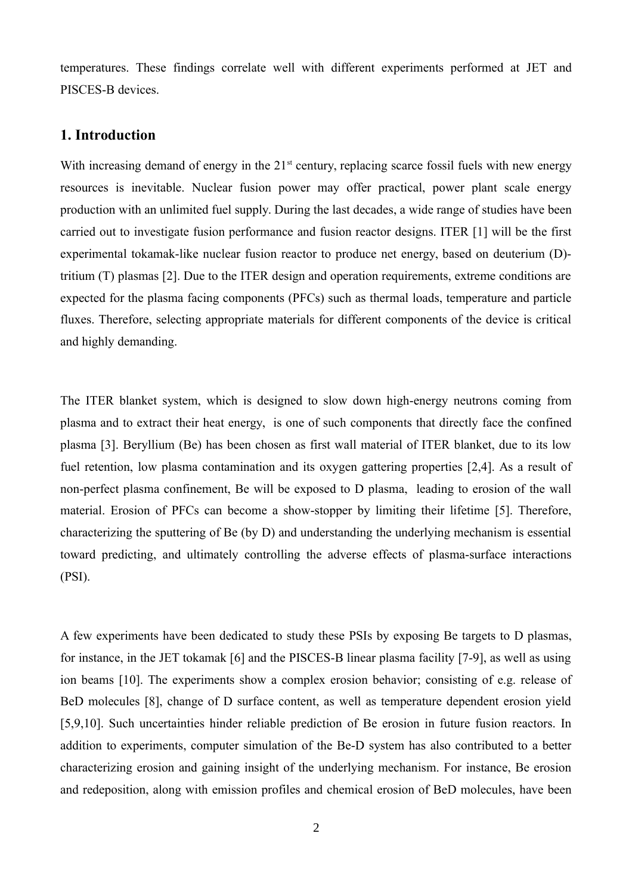temperatures. These findings correlate well with different experiments performed at JET and PISCES-B devices.

## 1. Introduction

With increasing demand of energy in the 21[st] century, replacing scarce fossil fuels with new energy resources is inevitable. Nuclear fusion power may offer practical, power plant scale energy production with an unlimited fuel supply. During the last decades, a wide range of studies have been carried out to investigate fusion performance and fusion reactor designs. ITER [1] will be the first experimental tokamak-like nuclear fusion reactor to produce net energy, based on deuterium (D)-tritium (T) plasmas [2]. Due to the ITER design and operation requirements, extreme conditions are expected for the plasma facing components (PFCs) such as thermal loads, temperature and particle fluxes. Therefore, selecting appropriate materials for different components of the device is critical and highly demanding.

The ITER blanket system, which is designed to slow down high-energy neutrons coming from plasma and to extract their heat energy, is one of such components that directly face the confined plasma [3]. Beryllium (Be) has been chosen as first wall material of ITER blanket, due to its low fuel retention, low plasma contamination and its oxygen gattering properties [2,4]. As a result of non-perfect plasma confinement, Be will be exposed to D plasma, leading to erosion of the wall material. Erosion of PFCs can become a show-stopper by limiting their lifetime [5]. Therefore, characterizing the sputtering of Be (by D) and understanding the underlying mechanism is essential toward predicting, and ultimately controlling the adverse effects of plasma-surface interactions (PSI).

A few experiments have been dedicated to study these PSIs by exposing Be targets to D plasmas, for instance, in the JET tokamak [6] and the PISCES-B linear plasma facility [7-9], as well as using ion beams [10]. The experiments show a complex erosion behavior; consisting of e.g. release of BeD molecules [8], change of D surface content, as well as temperature dependent erosion yield [5,9,10]. Such uncertainties hinder reliable prediction of Be erosion in future fusion reactors. In addition to experiments, computer simulation of the Be-D system has also contributed to a better characterizing erosion and gaining insight of the underlying mechanism. For instance, Be erosion and redeposition, along with emission profiles and chemical erosion of BeD molecules, have been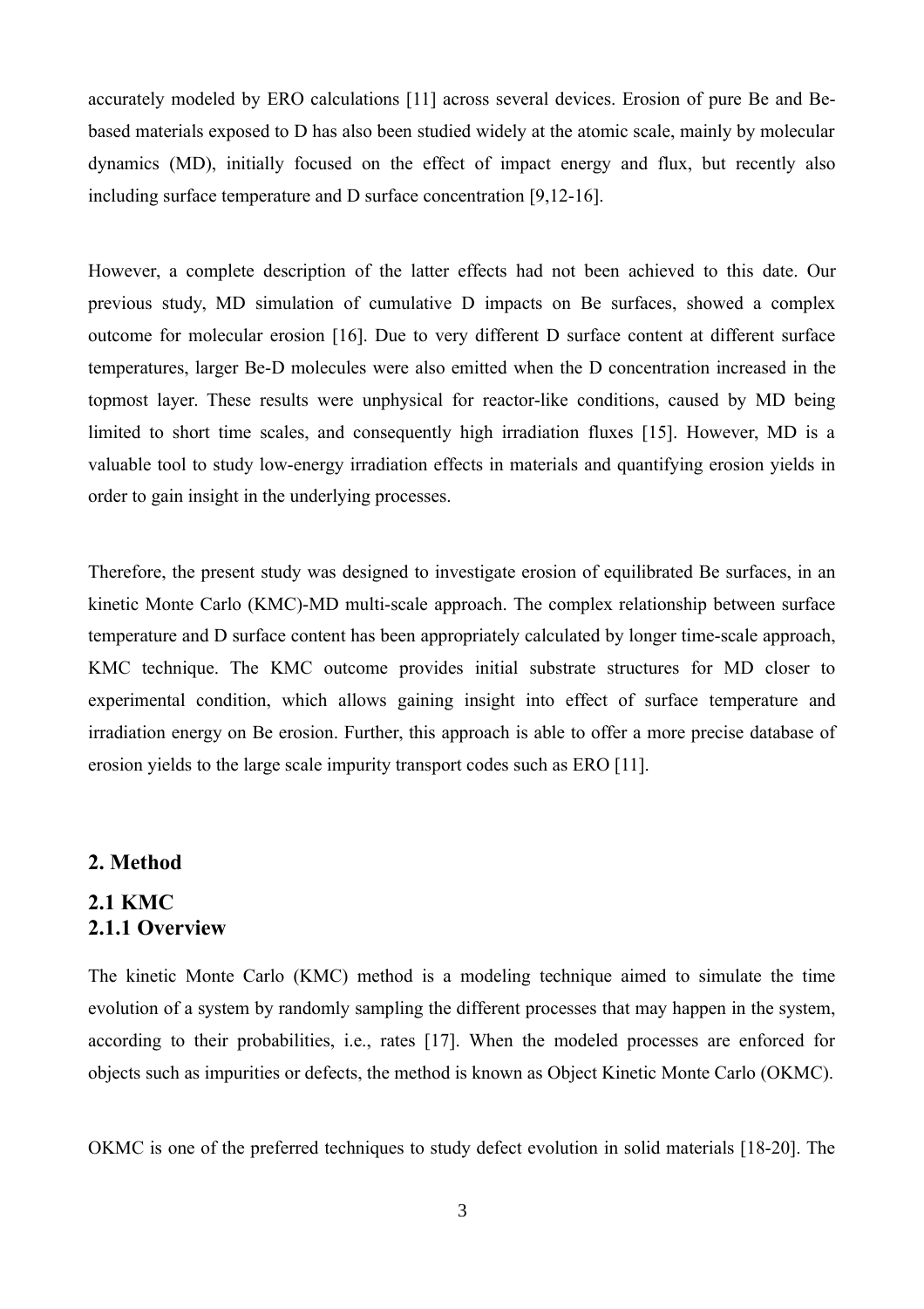accurately modeled by ERO calculations [11] across several devices. Erosion of pure Be and Be-based materials exposed to D has also been studied widely at the atomic scale, mainly by molecular dynamics (MD), initially focused on the effect of impact energy and flux, but recently also including surface temperature and D surface concentration [9,12-16].

However, a complete description of the latter effects had not been achieved to this date. Our previous study, MD simulation of cumulative D impacts on Be surfaces, showed a complex outcome for molecular erosion [16]. Due to very different D surface content at different surface temperatures, larger Be-D molecules were also emitted when the D concentration increased in the topmost layer. These results were unphysical for reactor-like conditions, caused by MD being limited to short time scales, and consequently high irradiation fluxes [15]. However, MD is a valuable tool to study low-energy irradiation effects in materials and quantifying erosion yields in order to gain insight in the underlying processes.

Therefore, the present study was designed to investigate erosion of equilibrated Be surfaces, in an kinetic Monte Carlo (KMC)-MD multi-scale approach. The complex relationship between surface temperature and D surface content has been appropriately calculated by longer time-scale approach, KMC technique. The KMC outcome provides initial substrate structures for MD closer to experimental condition, which allows gaining insight into effect of surface temperature and irradiation energy on Be erosion. Further, this approach is able to offer a more precise database of erosion yields to the large scale impurity transport codes such as ERO [11].

## 2. Method

### 2.1 KMC

#### 2.1.1 Overview

The kinetic Monte Carlo (KMC) method is a modeling technique aimed to simulate the time evolution of a system by randomly sampling the different processes that may happen in the system, according to their probabilities, i.e., rates [17]. When the modeled processes are enforced for objects such as impurities or defects, the method is known as Object Kinetic Monte Carlo (OKMC).

OKMC is one of the preferred techniques to study defect evolution in solid materials [18-20]. The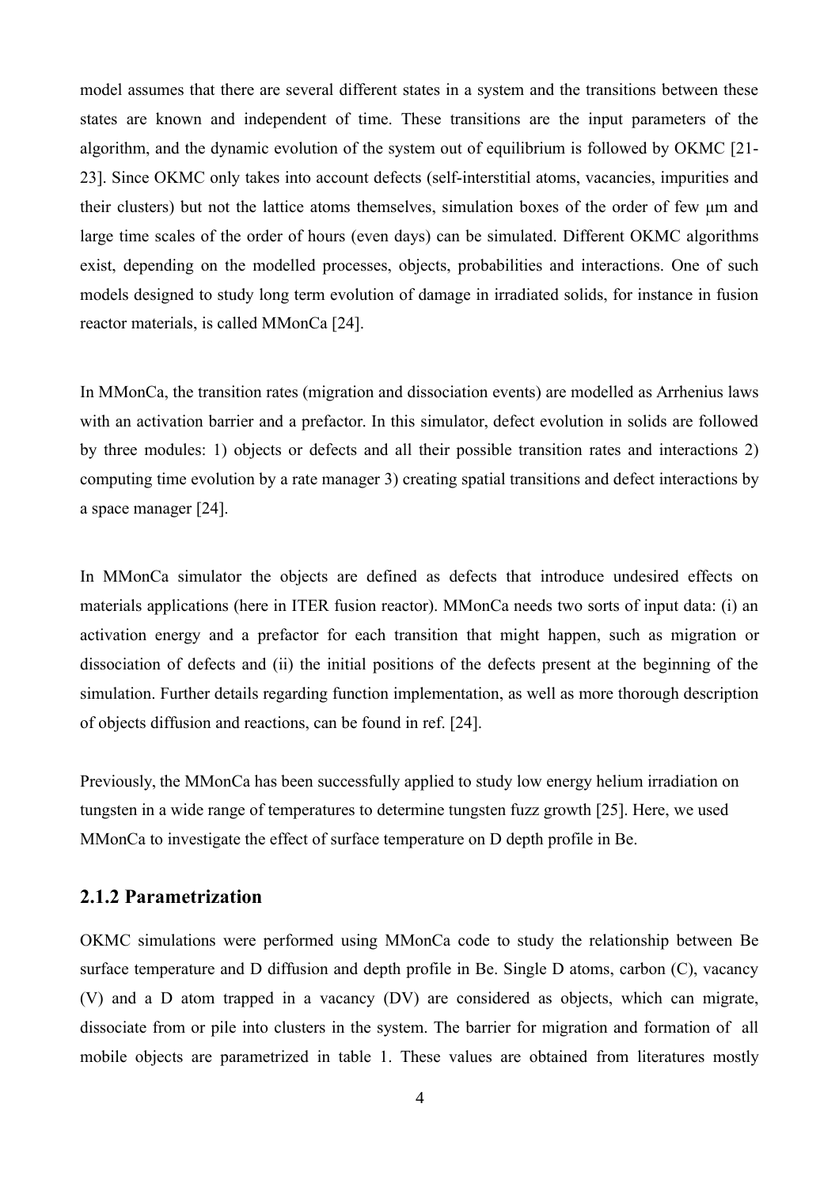model assumes that there are several different states in a system and the transitions between these states are known and independent of time. These transitions are the input parameters of the algorithm, and the dynamic evolution of the system out of equilibrium is followed by OKMC [21-23]. Since OKMC only takes into account defects (self-interstitial atoms, vacancies, impurities and their clusters) but not the lattice atoms themselves, simulation boxes of the order of few µm and large time scales of the order of hours (even days) can be simulated. Different OKMC algorithms exist, depending on the modelled processes, objects, probabilities and interactions. One of such models designed to study long term evolution of damage in irradiated solids, for instance in fusion reactor materials, is called MMonCa [24].

In MMonCa, the transition rates (migration and dissociation events) are modelled as Arrhenius laws with an activation barrier and a prefactor. In this simulator, defect evolution in solids are followed by three modules: 1) objects or defects and all their possible transition rates and interactions 2) computing time evolution by a rate manager 3) creating spatial transitions and defect interactions by a space manager [24].

In MMonCa simulator the objects are defined as defects that introduce undesired effects on materials applications (here in ITER fusion reactor). MMonCa needs two sorts of input data: (i) an activation energy and a prefactor for each transition that might happen, such as migration or dissociation of defects and (ii) the initial positions of the defects present at the beginning of the simulation. Further details regarding function implementation, as well as more thorough description of objects diffusion and reactions, can be found in ref. [24].

Previously, the MMonCa has been successfully applied to study low energy helium irradiation on tungsten in a wide range of temperatures to determine tungsten fuzz growth [25]. Here, we used MMonCa to investigate the effect of surface temperature on D depth profile in Be.

### 2.1.2 Parametrization

OKMC simulations were performed using MMonCa code to study the relationship between Be surface temperature and D diffusion and depth profile in Be. Single D atoms, carbon (C), vacancy (V) and a D atom trapped in a vacancy (DV) are considered as objects, which can migrate, dissociate from or pile into clusters in the system. The barrier for migration and formation of all mobile objects are parametrized in table 1. These values are obtained from literatures mostly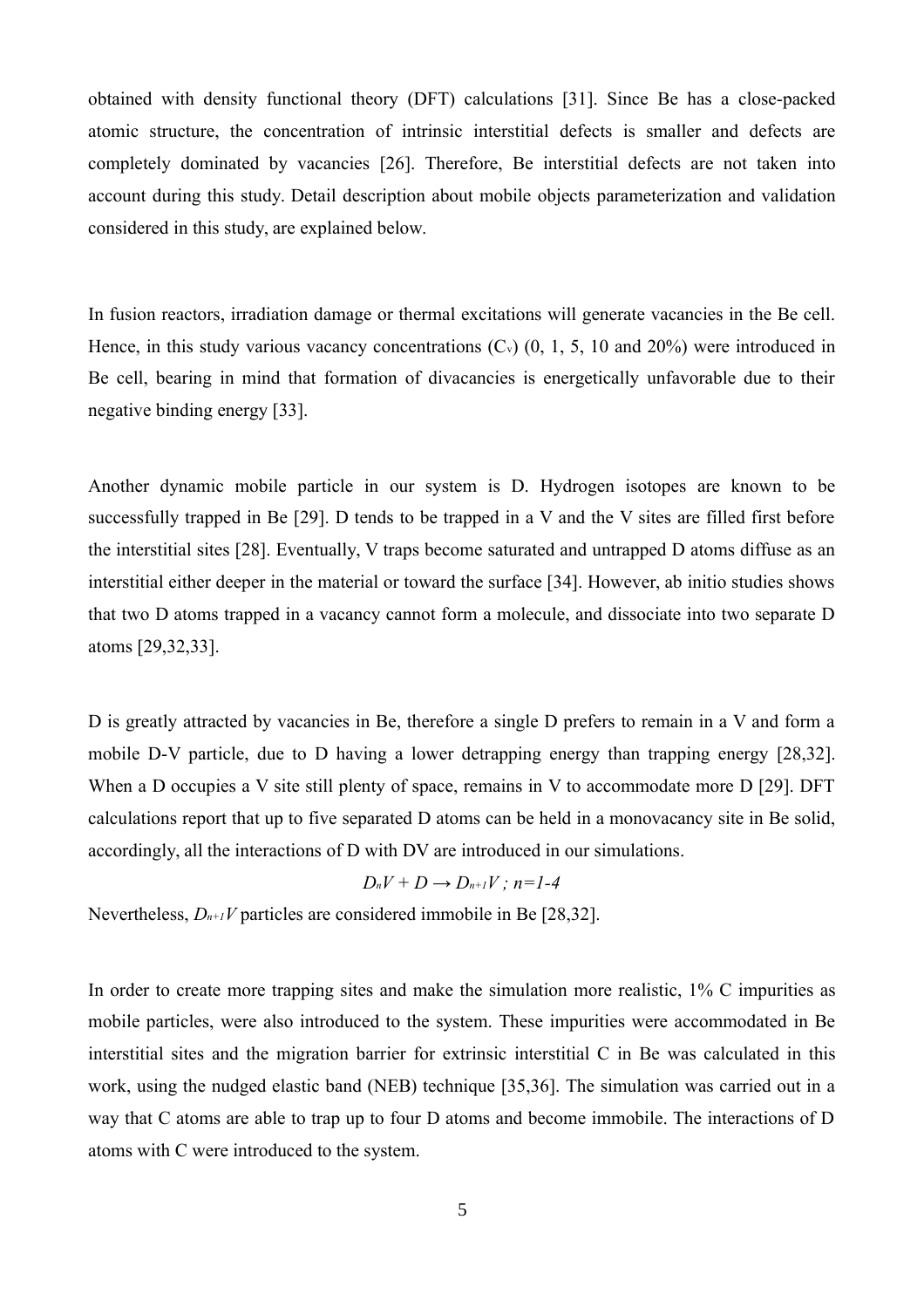obtained with density functional theory (DFT) calculations [31]. Since Be has a close-packed atomic structure, the concentration of intrinsic interstitial defects is smaller and defects are completely dominated by vacancies [26]. Therefore, Be interstitial defects are not taken into account during this study. Detail description about mobile objects parameterization and validation considered in this study, are explained below.

In fusion reactors, irradiation damage or thermal excitations will generate vacancies in the Be cell. Hence, in this study various vacancy concentrations ($C_v$) (0, 1, 5, 10 and 20%) were introduced in Be cell, bearing in mind that formation of divacancies is energetically unfavorable due to their negative binding energy [33].

Another dynamic mobile particle in our system is D. Hydrogen isotopes are known to be successfully trapped in Be [29]. D tends to be trapped in a V and the V sites are filled first before the interstitial sites [28]. Eventually, V traps become saturated and untrapped D atoms diffuse as an interstitial either deeper in the material or toward the surface [34]. However, ab initio studies shows that two D atoms trapped in a vacancy cannot form a molecule, and dissociate into two separate D atoms [29,32,33].

D is greatly attracted by vacancies in Be, therefore a single D prefers to remain in a V and form a mobile D-V particle, due to D having a lower detrapping energy than trapping energy [28,32]. When a D occupies a V site still plenty of space, remains in V to accommodate more D [29]. DFT calculations report that up to five separated D atoms can be held in a monovacancy site in Be solid, accordingly, all the interactions of D with DV are introduced in our simulations.

$$D_nV + D \rightarrow D_{n+1}V \; ; \; n=1\text{-}4$$

Nevertheless, $D_{n+1}V$ particles are considered immobile in Be [28,32].

In order to create more trapping sites and make the simulation more realistic, 1% C impurities as mobile particles, were also introduced to the system. These impurities were accommodated in Be interstitial sites and the migration barrier for extrinsic interstitial C in Be was calculated in this work, using the nudged elastic band (NEB) technique [35,36]. The simulation was carried out in a way that C atoms are able to trap up to four D atoms and become immobile. The interactions of D atoms with C were introduced to the system.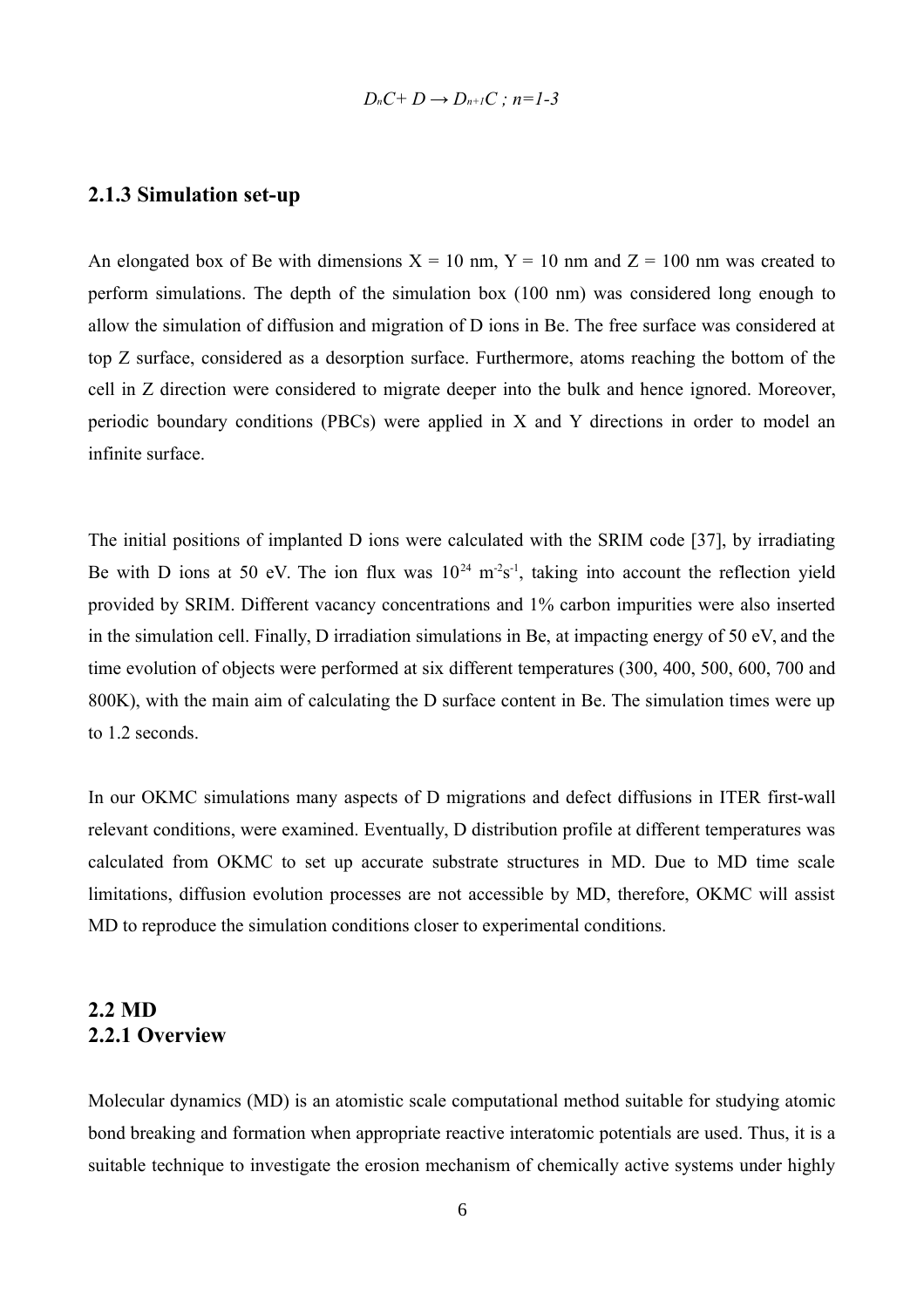$$D_nC + D \rightarrow D_{n+1}C \; ; \; n=1\text{-}3$$

### 2.1.3 Simulation set-up

An elongated box of Be with dimensions X = 10 nm, Y = 10 nm and Z = 100 nm was created to perform simulations. The depth of the simulation box (100 nm) was considered long enough to allow the simulation of diffusion and migration of D ions in Be. The free surface was considered at top Z surface, considered as a desorption surface. Furthermore, atoms reaching the bottom of the cell in Z direction were considered to migrate deeper into the bulk and hence ignored. Moreover, periodic boundary conditions (PBCs) were applied in X and Y directions in order to model an infinite surface.

The initial positions of implanted D ions were calculated with the SRIM code [37], by irradiating Be with D ions at 50 eV. The ion flux was $10^{24}$ $m^{-2}s^{-1}$, taking into account the reflection yield provided by SRIM. Different vacancy concentrations and 1% carbon impurities were also inserted in the simulation cell. Finally, D irradiation simulations in Be, at impacting energy of 50 eV, and the time evolution of objects were performed at six different temperatures (300, 400, 500, 600, 700 and 800K), with the main aim of calculating the D surface content in Be. The simulation times were up to 1.2 seconds.

In our OKMC simulations many aspects of D migrations and defect diffusions in ITER first-wall relevant conditions, were examined. Eventually, D distribution profile at different temperatures was calculated from OKMC to set up accurate substrate structures in MD. Due to MD time scale limitations, diffusion evolution processes are not accessible by MD, therefore, OKMC will assist MD to reproduce the simulation conditions closer to experimental conditions.

## 2.2 MD

### 2.2.1 Overview

Molecular dynamics (MD) is an atomistic scale computational method suitable for studying atomic bond breaking and formation when appropriate reactive interatomic potentials are used. Thus, it is a suitable technique to investigate the erosion mechanism of chemically active systems under highly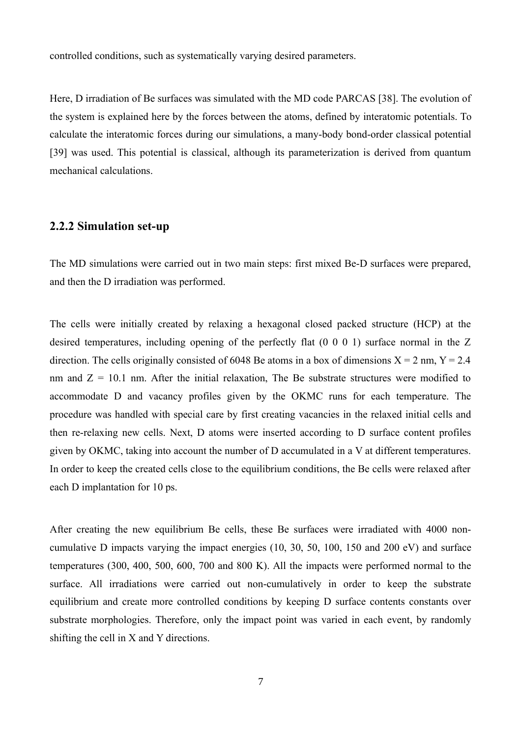controlled conditions, such as systematically varying desired parameters.

Here, D irradiation of Be surfaces was simulated with the MD code PARCAS [38]. The evolution of the system is explained here by the forces between the atoms, defined by interatomic potentials. To calculate the interatomic forces during our simulations, a many-body bond-order classical potential [39] was used. This potential is classical, although its parameterization is derived from quantum mechanical calculations.

### 2.2.2 Simulation set-up

The MD simulations were carried out in two main steps: first mixed Be-D surfaces were prepared, and then the D irradiation was performed.

The cells were initially created by relaxing a hexagonal closed packed structure (HCP) at the desired temperatures, including opening of the perfectly flat (0 0 0 1) surface normal in the Z direction. The cells originally consisted of 6048 Be atoms in a box of dimensions X = 2 nm, Y = 2.4 nm and Z = 10.1 nm. After the initial relaxation, The Be substrate structures were modified to accommodate D and vacancy profiles given by the OKMC runs for each temperature. The procedure was handled with special care by first creating vacancies in the relaxed initial cells and then re-relaxing new cells. Next, D atoms were inserted according to D surface content profiles given by OKMC, taking into account the number of D accumulated in a V at different temperatures. In order to keep the created cells close to the equilibrium conditions, the Be cells were relaxed after each D implantation for 10 ps.

After creating the new equilibrium Be cells, these Be surfaces were irradiated with 4000 non-cumulative D impacts varying the impact energies (10, 30, 50, 100, 150 and 200 eV) and surface temperatures (300, 400, 500, 600, 700 and 800 K). All the impacts were performed normal to the surface. All irradiations were carried out non-cumulatively in order to keep the substrate equilibrium and create more controlled conditions by keeping D surface contents constants over substrate morphologies. Therefore, only the impact point was varied in each event, by randomly shifting the cell in X and Y directions.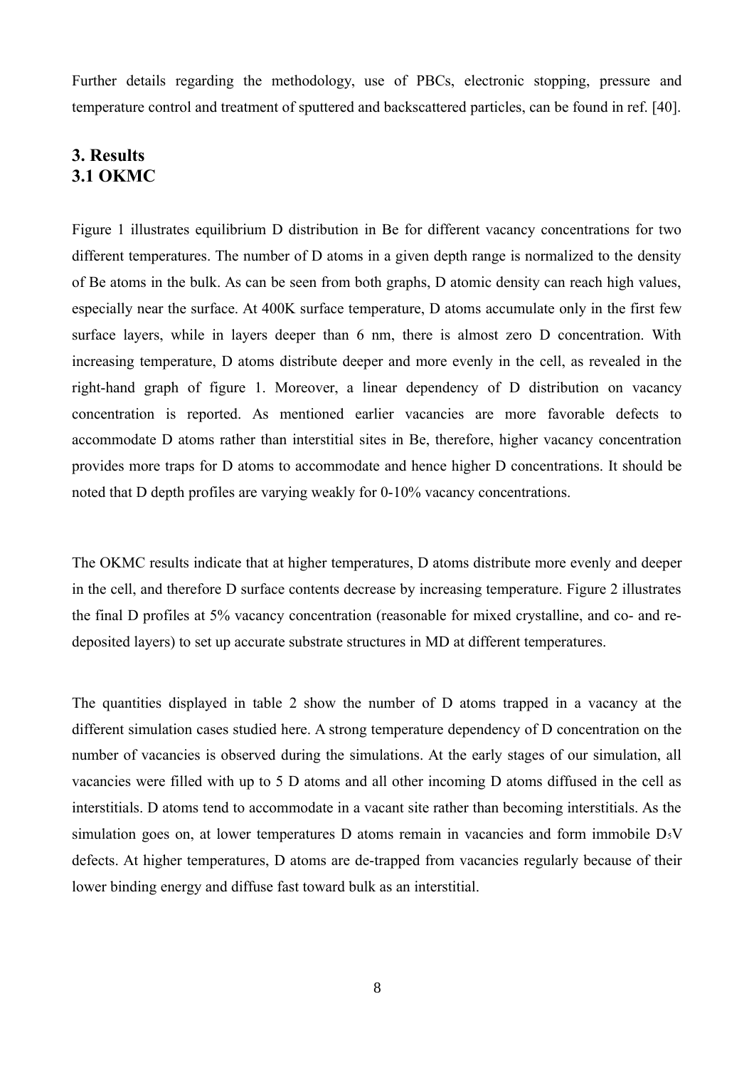Further details regarding the methodology, use of PBCs, electronic stopping, pressure and temperature control and treatment of sputtered and backscattered particles, can be found in ref. [40].

## 3. Results

### 3.1 OKMC

Figure 1 illustrates equilibrium D distribution in Be for different vacancy concentrations for two different temperatures. The number of D atoms in a given depth range is normalized to the density of Be atoms in the bulk. As can be seen from both graphs, D atomic density can reach high values, especially near the surface. At 400K surface temperature, D atoms accumulate only in the first few surface layers, while in layers deeper than 6 nm, there is almost zero D concentration. With increasing temperature, D atoms distribute deeper and more evenly in the cell, as revealed in the right-hand graph of figure 1. Moreover, a linear dependency of D distribution on vacancy concentration is reported. As mentioned earlier vacancies are more favorable defects to accommodate D atoms rather than interstitial sites in Be, therefore, higher vacancy concentration provides more traps for D atoms to accommodate and hence higher D concentrations. It should be noted that D depth profiles are varying weakly for 0-10% vacancy concentrations.

The OKMC results indicate that at higher temperatures, D atoms distribute more evenly and deeper in the cell, and therefore D surface contents decrease by increasing temperature. Figure 2 illustrates the final D profiles at 5% vacancy concentration (reasonable for mixed crystalline, and co- and re-deposited layers) to set up accurate substrate structures in MD at different temperatures.

The quantities displayed in table 2 show the number of D atoms trapped in a vacancy at the different simulation cases studied here. A strong temperature dependency of D concentration on the number of vacancies is observed during the simulations. At the early stages of our simulation, all vacancies were filled with up to 5 D atoms and all other incoming D atoms diffused in the cell as interstitials. D atoms tend to accommodate in a vacant site rather than becoming interstitials. As the simulation goes on, at lower temperatures D atoms remain in vacancies and form immobile $D_5V$ defects. At higher temperatures, D atoms are de-trapped from vacancies regularly because of their lower binding energy and diffuse fast toward bulk as an interstitial.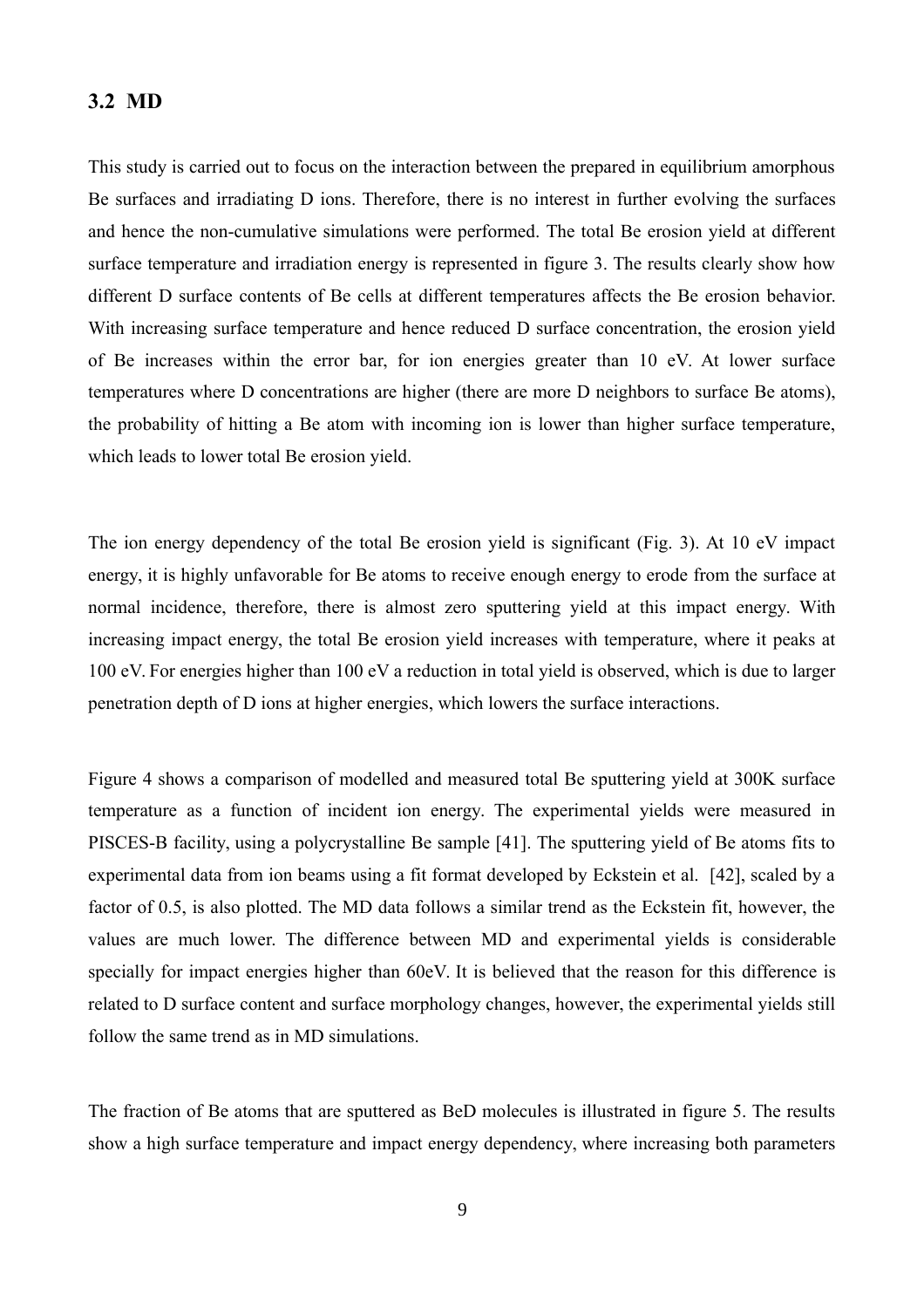## 3.2 MD

This study is carried out to focus on the interaction between the prepared in equilibrium amorphous Be surfaces and irradiating D ions. Therefore, there is no interest in further evolving the surfaces and hence the non-cumulative simulations were performed. The total Be erosion yield at different surface temperature and irradiation energy is represented in figure 3. The results clearly show how different D surface contents of Be cells at different temperatures affects the Be erosion behavior. With increasing surface temperature and hence reduced D surface concentration, the erosion yield of Be increases within the error bar, for ion energies greater than 10 eV. At lower surface temperatures where D concentrations are higher (there are more D neighbors to surface Be atoms), the probability of hitting a Be atom with incoming ion is lower than higher surface temperature, which leads to lower total Be erosion yield.

The ion energy dependency of the total Be erosion yield is significant (Fig. 3). At 10 eV impact energy, it is highly unfavorable for Be atoms to receive enough energy to erode from the surface at normal incidence, therefore, there is almost zero sputtering yield at this impact energy. With increasing impact energy, the total Be erosion yield increases with temperature, where it peaks at 100 eV. For energies higher than 100 eV a reduction in total yield is observed, which is due to larger penetration depth of D ions at higher energies, which lowers the surface interactions.

Figure 4 shows a comparison of modelled and measured total Be sputtering yield at 300K surface temperature as a function of incident ion energy. The experimental yields were measured in PISCES-B facility, using a polycrystalline Be sample [41]. The sputtering yield of Be atoms fits to experimental data from ion beams using a fit format developed by Eckstein et al. [42], scaled by a factor of 0.5, is also plotted. The MD data follows a similar trend as the Eckstein fit, however, the values are much lower. The difference between MD and experimental yields is considerable specially for impact energies higher than 60eV. It is believed that the reason for this difference is related to D surface content and surface morphology changes, however, the experimental yields still follow the same trend as in MD simulations.

The fraction of Be atoms that are sputtered as BeD molecules is illustrated in figure 5. The results show a high surface temperature and impact energy dependency, where increasing both parameters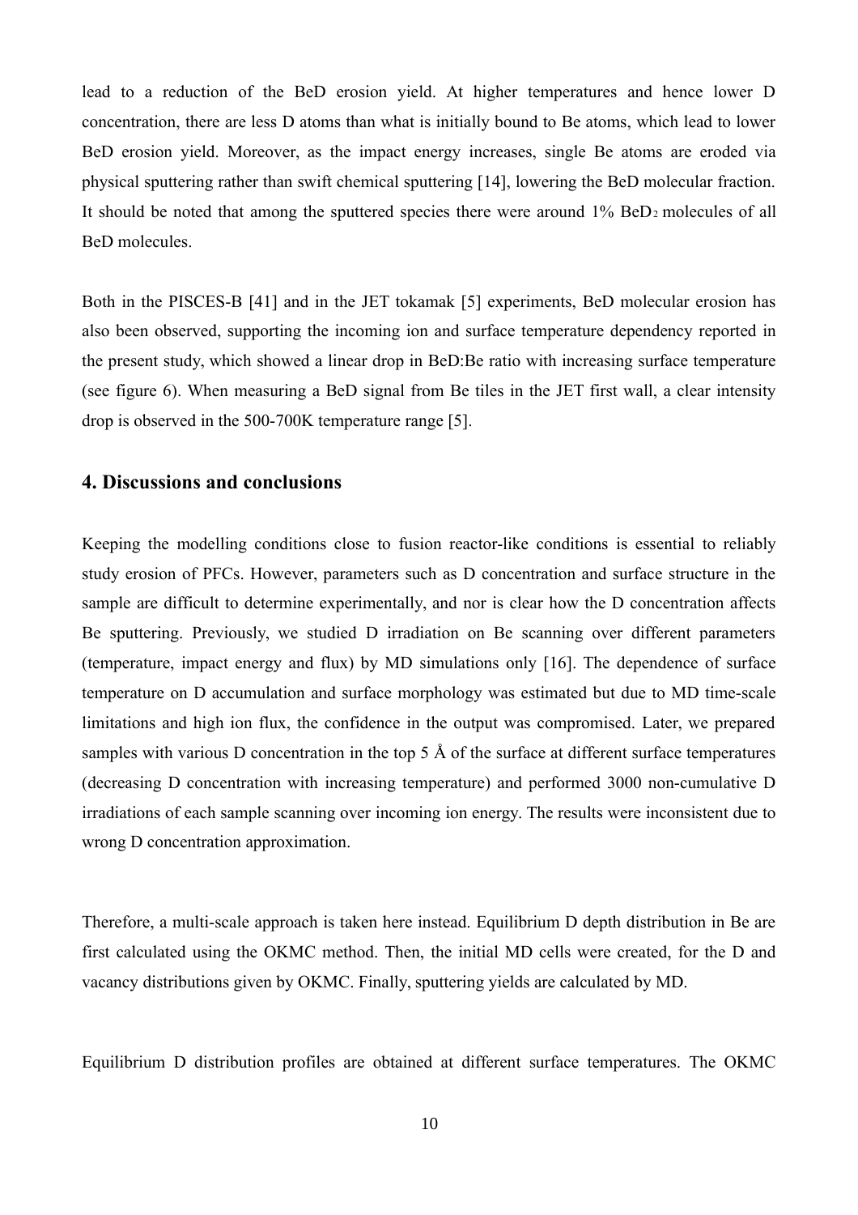lead to a reduction of the BeD erosion yield. At higher temperatures and hence lower D concentration, there are less D atoms than what is initially bound to Be atoms, which lead to lower BeD erosion yield. Moreover, as the impact energy increases, single Be atoms are eroded via physical sputtering rather than swift chemical sputtering [14], lowering the BeD molecular fraction. It should be noted that among the sputtered species there were around 1% $BeD_2$ molecules of all BeD molecules.

Both in the PISCES-B [41] and in the JET tokamak [5] experiments, BeD molecular erosion has also been observed, supporting the incoming ion and surface temperature dependency reported in the present study, which showed a linear drop in BeD:Be ratio with increasing surface temperature (see figure 6). When measuring a BeD signal from Be tiles in the JET first wall, a clear intensity drop is observed in the 500-700K temperature range [5].

## 4. Discussions and conclusions

Keeping the modelling conditions close to fusion reactor-like conditions is essential to reliably study erosion of PFCs. However, parameters such as D concentration and surface structure in the sample are difficult to determine experimentally, and nor is clear how the D concentration affects Be sputtering. Previously, we studied D irradiation on Be scanning over different parameters (temperature, impact energy and flux) by MD simulations only [16]. The dependence of surface temperature on D accumulation and surface morphology was estimated but due to MD time-scale limitations and high ion flux, the confidence in the output was compromised. Later, we prepared samples with various D concentration in the top 5 Å of the surface at different surface temperatures (decreasing D concentration with increasing temperature) and performed 3000 non-cumulative D irradiations of each sample scanning over incoming ion energy. The results were inconsistent due to wrong D concentration approximation.

Therefore, a multi-scale approach is taken here instead. Equilibrium D depth distribution in Be are first calculated using the OKMC method. Then, the initial MD cells were created, for the D and vacancy distributions given by OKMC. Finally, sputtering yields are calculated by MD.

Equilibrium D distribution profiles are obtained at different surface temperatures. The OKMC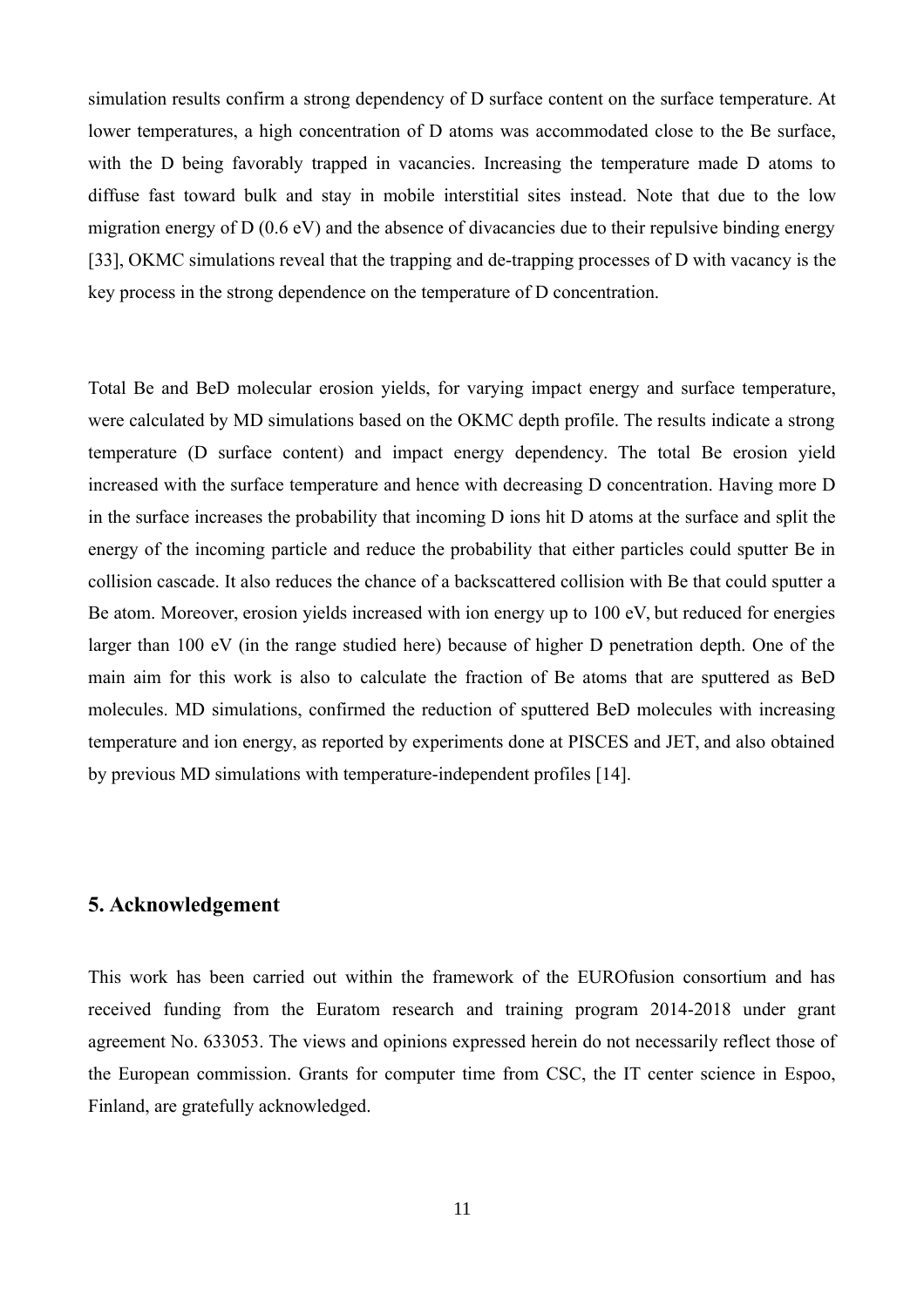simulation results confirm a strong dependency of D surface content on the surface temperature. At lower temperatures, a high concentration of D atoms was accommodated close to the Be surface, with the D being favorably trapped in vacancies. Increasing the temperature made D atoms to diffuse fast toward bulk and stay in mobile interstitial sites instead. Note that due to the low migration energy of D (0.6 eV) and the absence of divacancies due to their repulsive binding energy [33], OKMC simulations reveal that the trapping and de-trapping processes of D with vacancy is the key process in the strong dependence on the temperature of D concentration.

Total Be and BeD molecular erosion yields, for varying impact energy and surface temperature, were calculated by MD simulations based on the OKMC depth profile. The results indicate a strong temperature (D surface content) and impact energy dependency. The total Be erosion yield increased with the surface temperature and hence with decreasing D concentration. Having more D in the surface increases the probability that incoming D ions hit D atoms at the surface and split the energy of the incoming particle and reduce the probability that either particles could sputter Be in collision cascade. It also reduces the chance of a backscattered collision with Be that could sputter a Be atom. Moreover, erosion yields increased with ion energy up to 100 eV, but reduced for energies larger than 100 eV (in the range studied here) because of higher D penetration depth. One of the main aim for this work is also to calculate the fraction of Be atoms that are sputtered as BeD molecules. MD simulations, confirmed the reduction of sputtered BeD molecules with increasing temperature and ion energy, as reported by experiments done at PISCES and JET, and also obtained by previous MD simulations with temperature-independent profiles [14].

## 5. Acknowledgement

This work has been carried out within the framework of the EUROfusion consortium and has received funding from the Euratom research and training program 2014-2018 under grant agreement No. 633053. The views and opinions expressed herein do not necessarily reflect those of the European commission. Grants for computer time from CSC, the IT center science in Espoo, Finland, are gratefully acknowledged.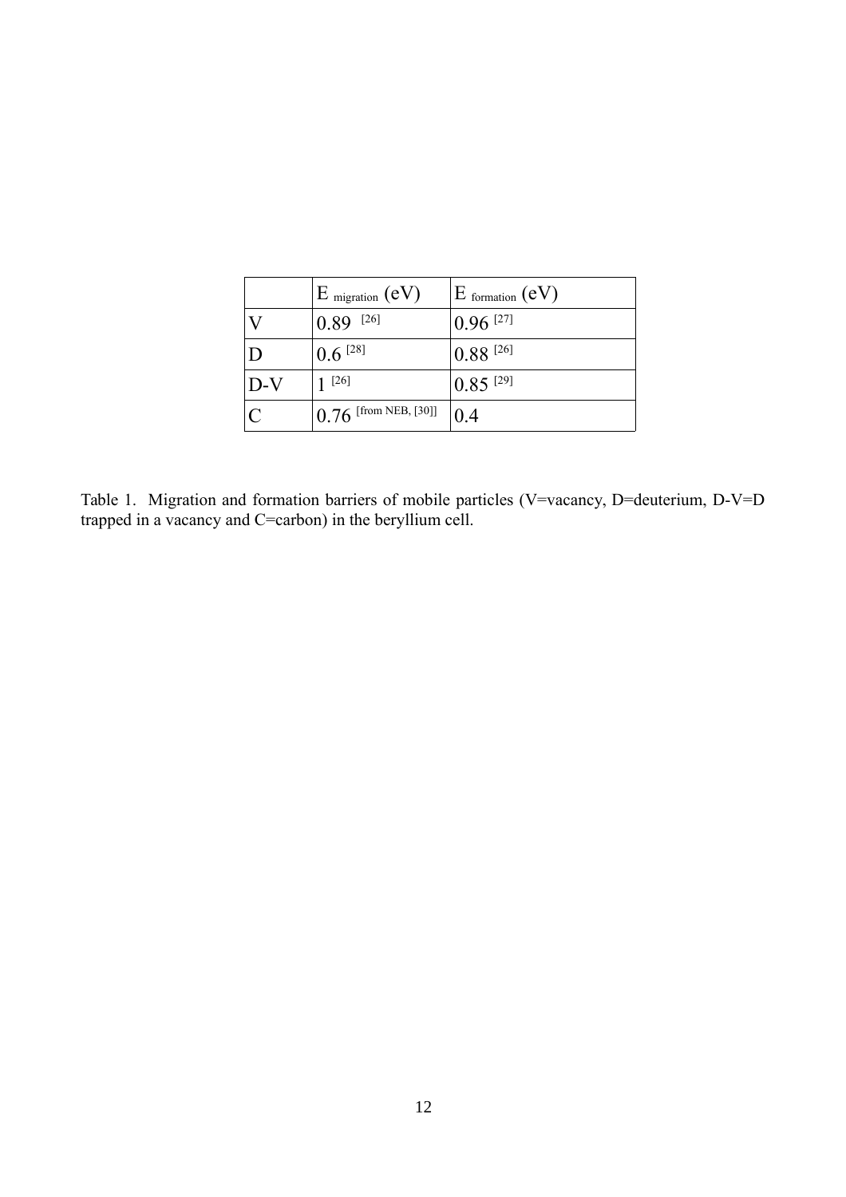|  | $E_{migration}$ (eV) | $E_{formation}$ (eV) |
|---|---|---|
| V | 0.89 [26] | 0.96 [27] |
| D | 0.6 [28] | 0.88 [26] |
| D-V | 1 [26] | 0.85 [29] |
| C | 0.76 [from NEB, [30]] | 0.4 |

Table 1. Migration and formation barriers of mobile particles (V=vacancy, D=deuterium, D-V=D trapped in a vacancy and C=carbon) in the beryllium cell.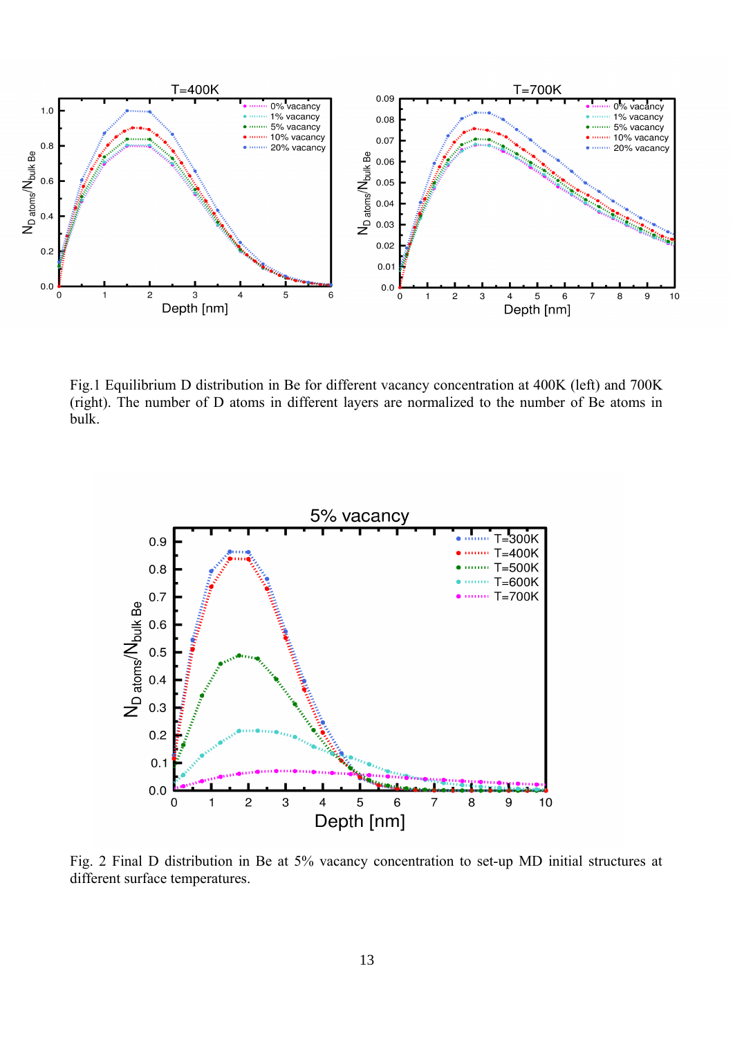Fig.1 Equilibrium D distribution in Be for different vacancy concentration at 400K (left) and 700K (right). The number of D atoms in different layers are normalized to the number of Be atoms in bulk.

Fig. 2 Final D distribution in Be at 5% vacancy concentration to set-up MD initial structures at different surface temperatures.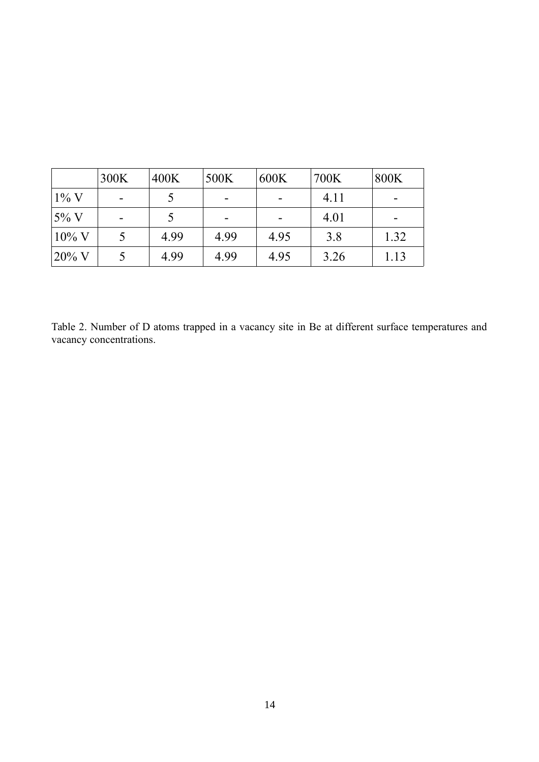|  | 300K | 400K | 500K | 600K | 700K | 800K |
| --- | --- | --- | --- | --- | --- | --- |
| 1% V | - | 5 | - | - | 4.11 | - |
| 5% V | - | 5 | - | - | 4.01 | - |
| 10% V | 5 | 4.99 | 4.99 | 4.95 | 3.8 | 1.32 |
| 20% V | 5 | 4.99 | 4.99 | 4.95 | 3.26 | 1.13 |

Table 2. Number of D atoms trapped in a vacancy site in Be at different surface temperatures and vacancy concentrations.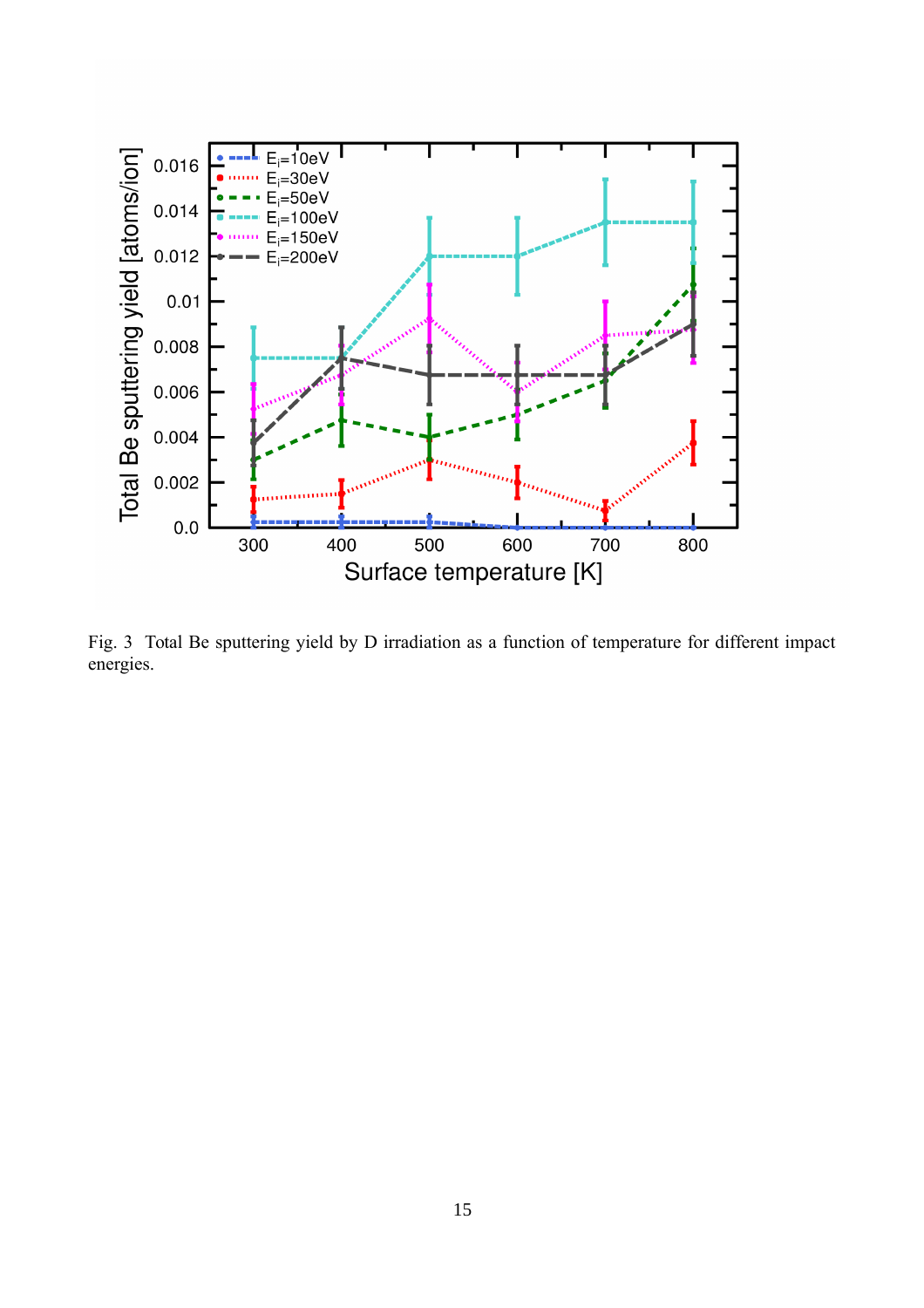Fig. 3 Total Be sputtering yield by D irradiation as a function of temperature for different impact energies.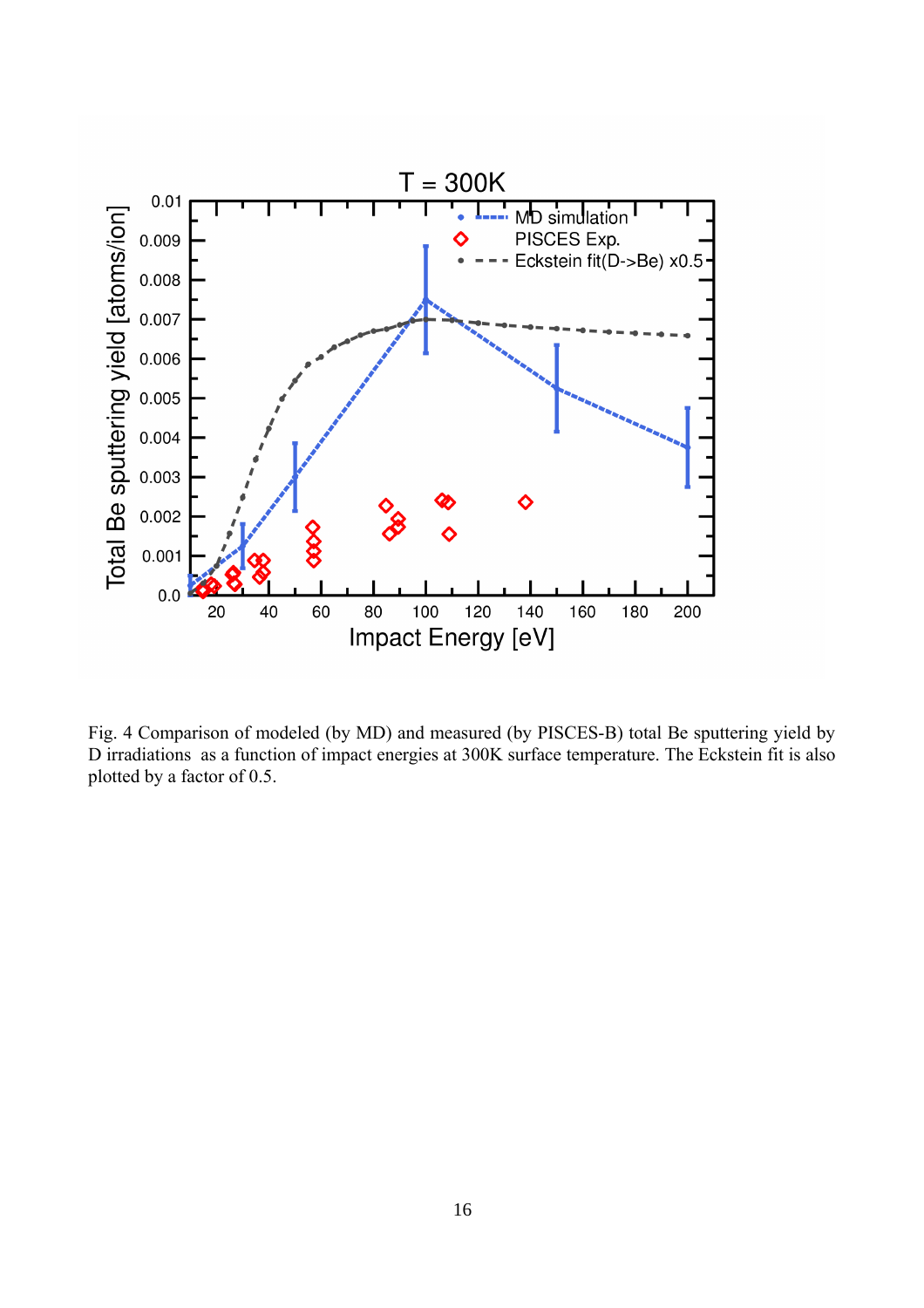Fig. 4 Comparison of modeled (by MD) and measured (by PISCES-B) total Be sputtering yield by D irradiations as a function of impact energies at 300K surface temperature. The Eckstein fit is also plotted by a factor of 0.5.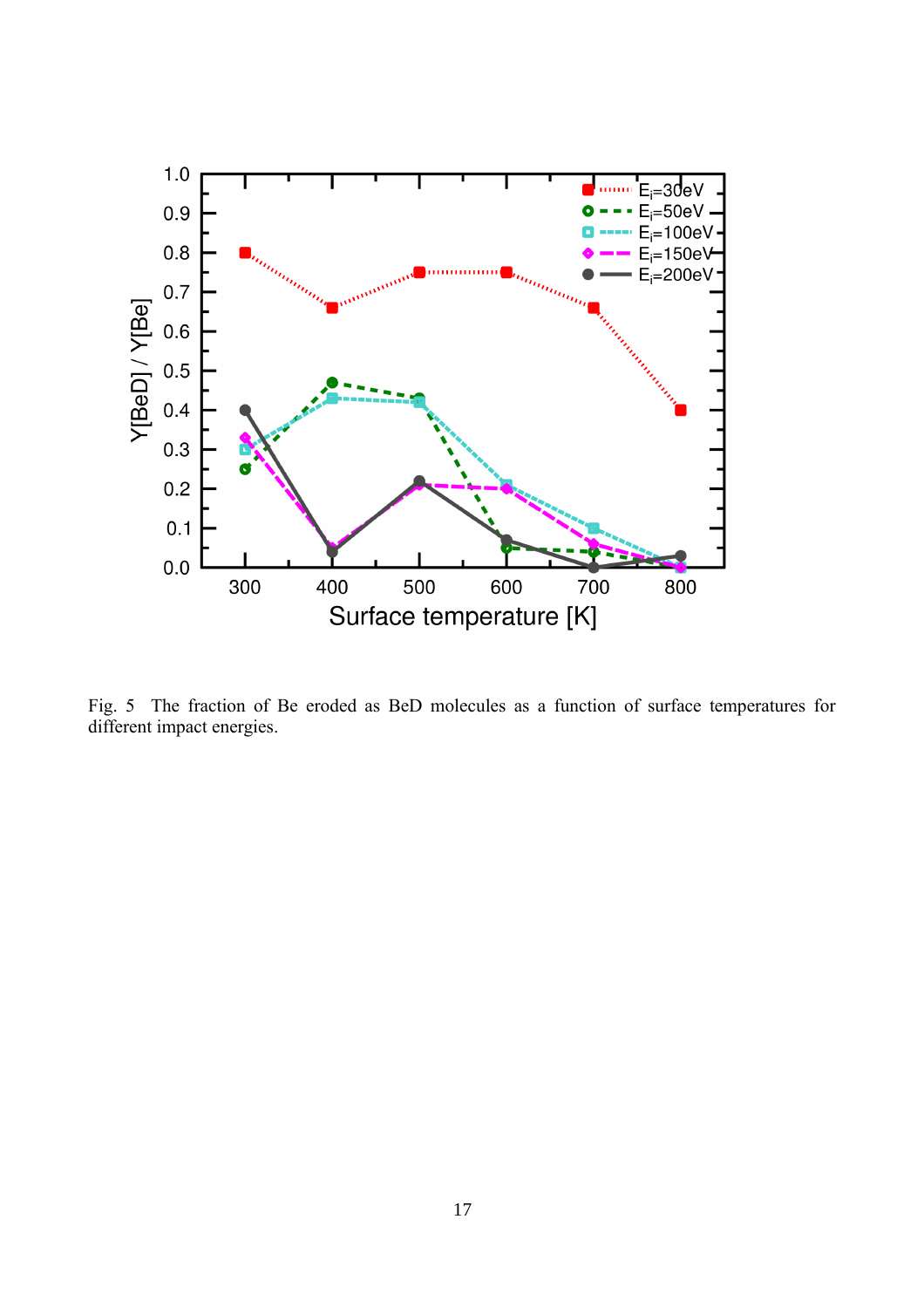Fig. 5 The fraction of Be eroded as BeD molecules as a function of surface temperatures for different impact energies.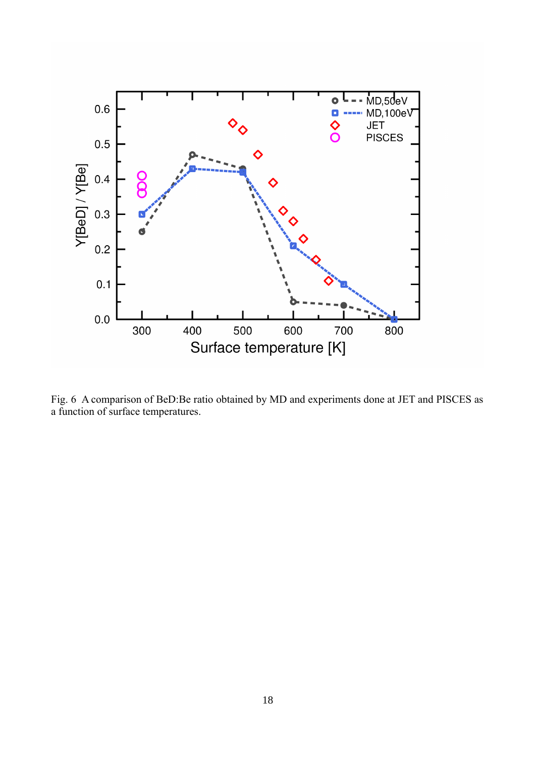Fig. 6 A comparison of BeD:Be ratio obtained by MD and experiments done at JET and PISCES as a function of surface temperatures.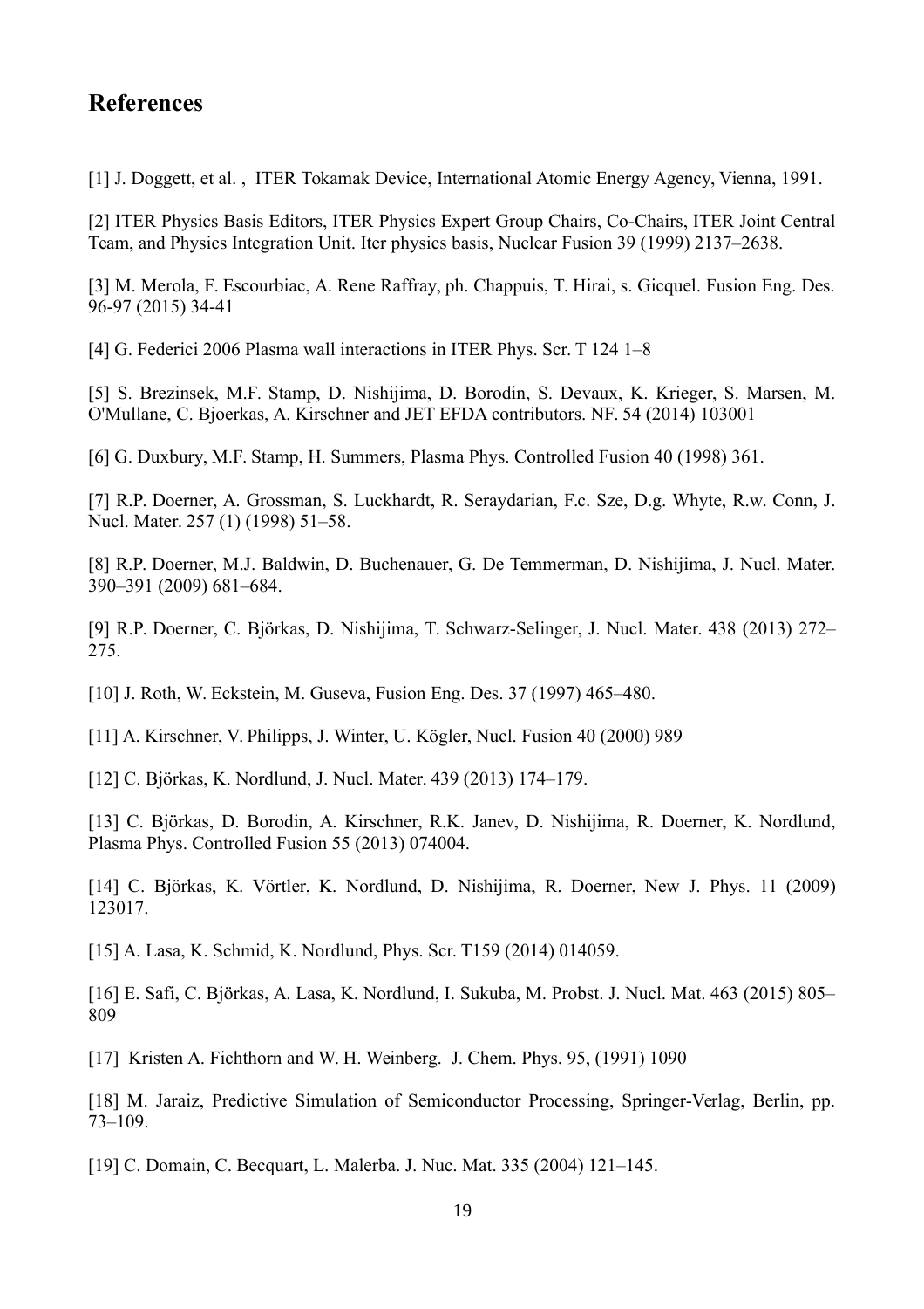## References

[1] J. Doggett, et al. , ITER Tokamak Device, International Atomic Energy Agency, Vienna, 1991.

[2] ITER Physics Basis Editors, ITER Physics Expert Group Chairs, Co-Chairs, ITER Joint Central Team, and Physics Integration Unit. Iter physics basis, Nuclear Fusion 39 (1999) 2137–2638.

[3] M. Merola, F. Escourbiac, A. Rene Raffray, ph. Chappuis, T. Hirai, s. Gicquel. Fusion Eng. Des. 96-97 (2015) 34-41

[4] G. Federici 2006 Plasma wall interactions in ITER Phys. Scr. T 124 1–8

[5] S. Brezinsek, M.F. Stamp, D. Nishijima, D. Borodin, S. Devaux, K. Krieger, S. Marsen, M. O'Mullane, C. Bjoerkas, A. Kirschner and JET EFDA contributors. NF. 54 (2014) 103001

[6] G. Duxbury, M.F. Stamp, H. Summers, Plasma Phys. Controlled Fusion 40 (1998) 361.

[7] R.P. Doerner, A. Grossman, S. Luckhardt, R. Seraydarian, F.c. Sze, D.g. Whyte, R.w. Conn, J. Nucl. Mater. 257 (1) (1998) 51–58.

[8] R.P. Doerner, M.J. Baldwin, D. Buchenauer, G. De Temmerman, D. Nishijima, J. Nucl. Mater. 390–391 (2009) 681–684.

[9] R.P. Doerner, C. Björkas, D. Nishijima, T. Schwarz-Selinger, J. Nucl. Mater. 438 (2013) 272–275.

[10] J. Roth, W. Eckstein, M. Guseva, Fusion Eng. Des. 37 (1997) 465–480.

[11] A. Kirschner, V. Philipps, J. Winter, U. Kögler, Nucl. Fusion 40 (2000) 989

[12] C. Björkas, K. Nordlund, J. Nucl. Mater. 439 (2013) 174–179.

[13] C. Björkas, D. Borodin, A. Kirschner, R.K. Janev, D. Nishijima, R. Doerner, K. Nordlund, Plasma Phys. Controlled Fusion 55 (2013) 074004.

[14] C. Björkas, K. Vörtler, K. Nordlund, D. Nishijima, R. Doerner, New J. Phys. 11 (2009) 123017.

[15] A. Lasa, K. Schmid, K. Nordlund, Phys. Scr. T159 (2014) 014059.

[16] E. Safi, C. Björkas, A. Lasa, K. Nordlund, I. Sukuba, M. Probst. J. Nucl. Mat. 463 (2015) 805–809

[17] Kristen A. Fichthorn and W. H. Weinberg. J. Chem. Phys. 95, (1991) 1090

[18] M. Jaraiz, Predictive Simulation of Semiconductor Processing, Springer-Verlag, Berlin, pp. 73–109.

[19] C. Domain, C. Becquart, L. Malerba. J. Nuc. Mat. 335 (2004) 121–145.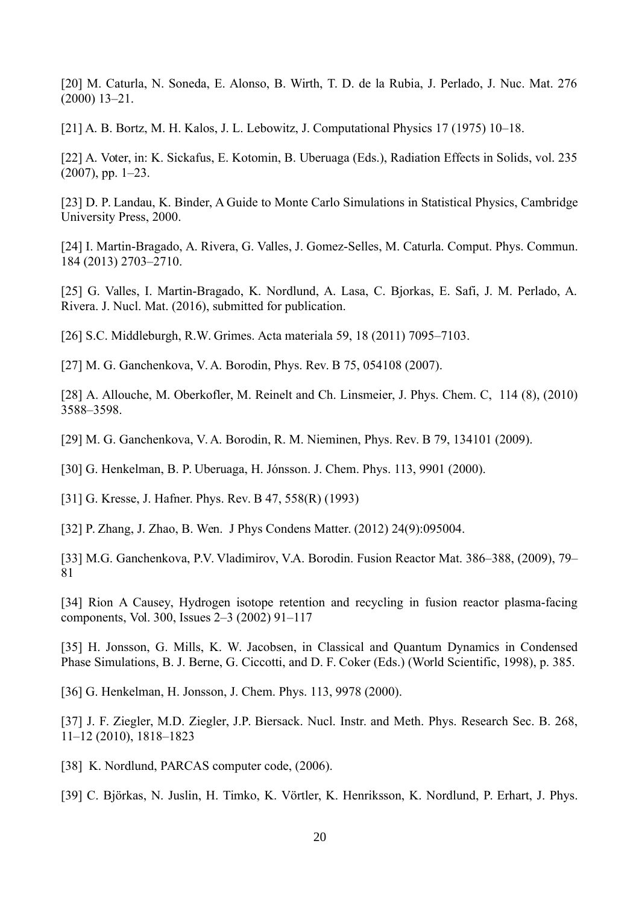[20] M. Caturla, N. Soneda, E. Alonso, B. Wirth, T. D. de la Rubia, J. Perlado, J. Nuc. Mat. 276 (2000) 13–21.

[21] A. B. Bortz, M. H. Kalos, J. L. Lebowitz, J. Computational Physics 17 (1975) 10–18.

[22] A. Voter, in: K. Sickafus, E. Kotomin, B. Uberuaga (Eds.), Radiation Effects in Solids, vol. 235 (2007), pp. 1–23.

[23] D. P. Landau, K. Binder, A Guide to Monte Carlo Simulations in Statistical Physics, Cambridge University Press, 2000.

[24] I. Martin-Bragado, A. Rivera, G. Valles, J. Gomez-Selles, M. Caturla. Comput. Phys. Commun. 184 (2013) 2703–2710.

[25] G. Valles, I. Martin-Bragado, K. Nordlund, A. Lasa, C. Bjorkas, E. Safi, J. M. Perlado, A. Rivera. J. Nucl. Mat. (2016), submitted for publication.

[26] S.C. Middleburgh, R.W. Grimes. Acta materiala 59, 18 (2011) 7095–7103.

[27] M. G. Ganchenkova, V. A. Borodin, Phys. Rev. B 75, 054108 (2007).

[28] A. Allouche, M. Oberkofler, M. Reinelt and Ch. Linsmeier, J. Phys. Chem. C, 114 (8), (2010) 3588–3598.

[29] M. G. Ganchenkova, V. A. Borodin, R. M. Nieminen, Phys. Rev. B 79, 134101 (2009).

[30] G. Henkelman, B. P. Uberuaga, H. Jónsson. J. Chem. Phys. 113, 9901 (2000).

[31] G. Kresse, J. Hafner. Phys. Rev. B 47, 558(R) (1993)

[32] P. Zhang, J. Zhao, B. Wen. J Phys Condens Matter. (2012) 24(9):095004.

[33] M.G. Ganchenkova, P.V. Vladimirov, V.A. Borodin. Fusion Reactor Mat. 386–388, (2009), 79–81

[34] Rion A Causey, Hydrogen isotope retention and recycling in fusion reactor plasma-facing components, Vol. 300, Issues 2–3 (2002) 91–117

[35] H. Jonsson, G. Mills, K. W. Jacobsen, in Classical and Quantum Dynamics in Condensed Phase Simulations, B. J. Berne, G. Ciccotti, and D. F. Coker (Eds.) (World Scientific, 1998), p. 385.

[36] G. Henkelman, H. Jonsson, J. Chem. Phys. 113, 9978 (2000).

[37] J. F. Ziegler, M.D. Ziegler, J.P. Biersack. Nucl. Instr. and Meth. Phys. Research Sec. B. 268, 11–12 (2010), 1818–1823

[38] K. Nordlund, PARCAS computer code, (2006).

[39] C. Björkas, N. Juslin, H. Timko, K. Vörtler, K. Henriksson, K. Nordlund, P. Erhart, J. Phys.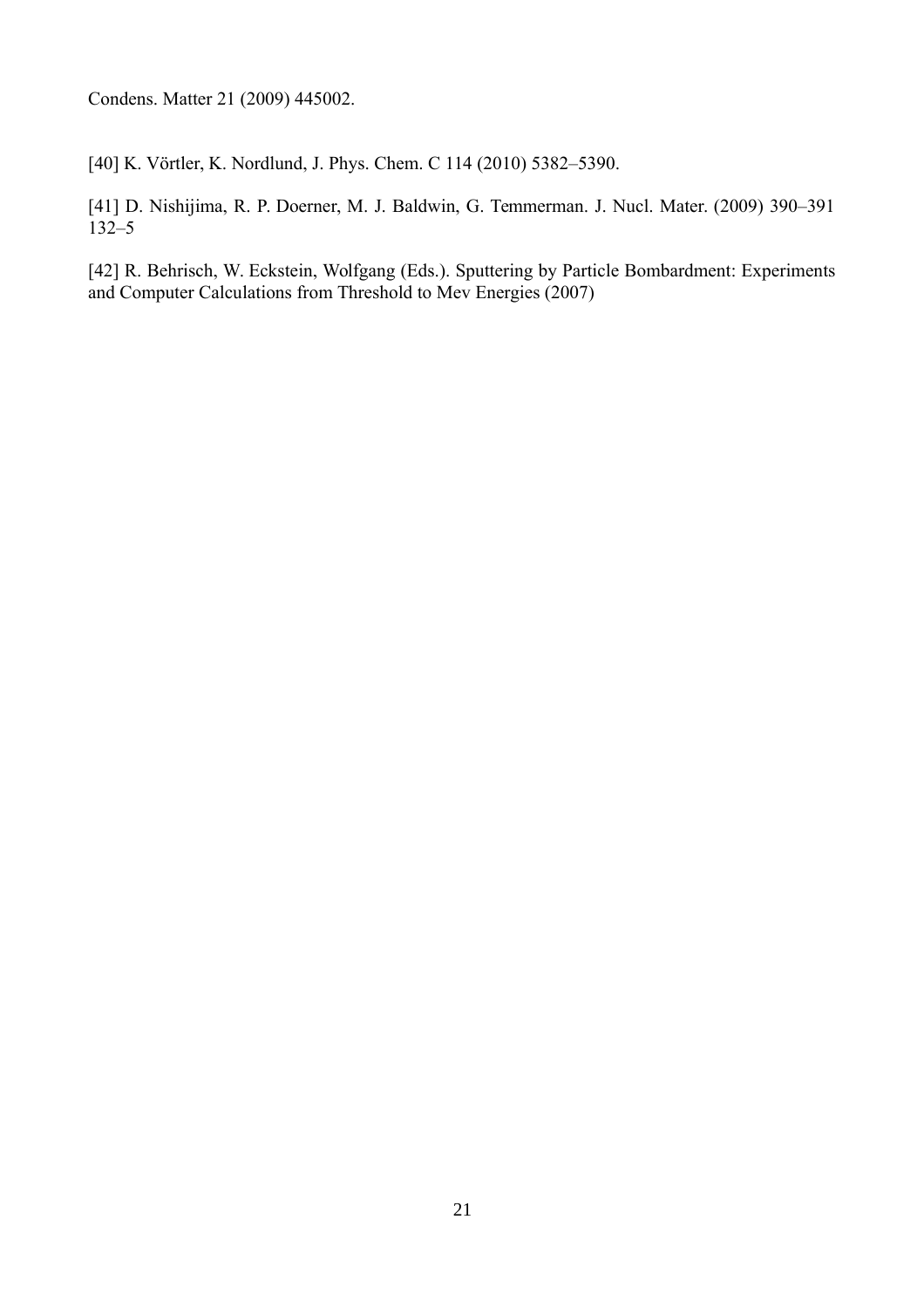Condens. Matter 21 (2009) 445002.

[40] K. Vörtler, K. Nordlund, J. Phys. Chem. C 114 (2010) 5382–5390.

[41] D. Nishijima, R. P. Doerner, M. J. Baldwin, G. Temmerman. J. Nucl. Mater. (2009) 390–391 132–5

[42] R. Behrisch, W. Eckstein, Wolfgang (Eds.). Sputtering by Particle Bombardment: Experiments and Computer Calculations from Threshold to Mev Energies (2007)